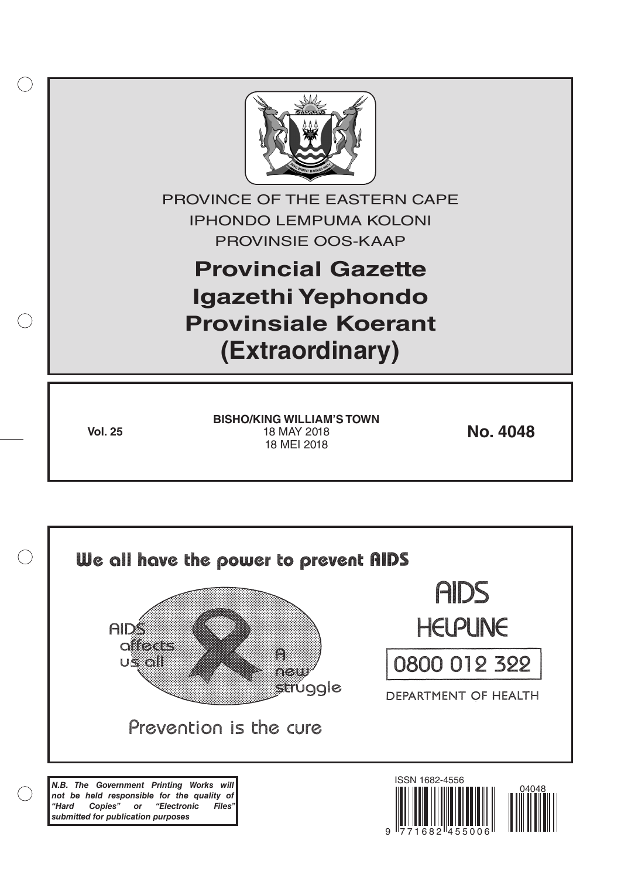PROVINCE OF THE EASTERN CAPE

IPHONDO LEMPUMA KOLONI

PROVINSIE OOS-KAAP

# Provincial Gazette
# Igazethi Yephondo
# Provinsiale Koerant
# (Extraordinary)

**Vol. 25**

**BISHO/KING WILLIAM'S TOWN**
18 MAY 2018
18 MEI 2018

**No. 4048**

We all have the power to prevent AIDS

AIDS affects us all

A new struggle

Prevention is the cure

AIDS HELPLINE

0800 012 322

DEPARTMENT OF HEALTH

***N.B. The Government Printing Works will not be held responsible for the quality of "Hard Copies" or "Electronic Files" submitted for publication purposes***

ISSN 1682-4556

9 771682 455006

04048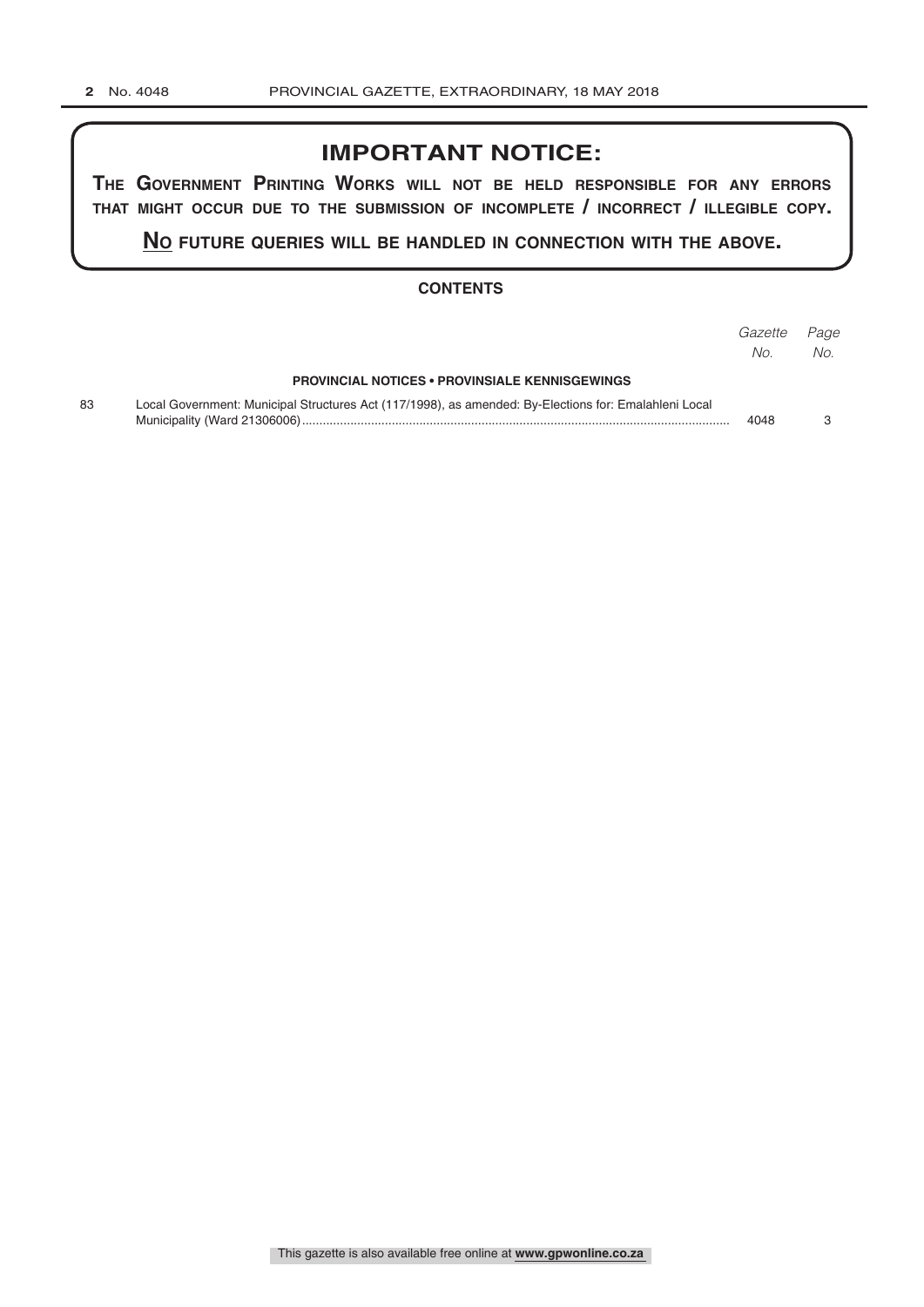# IMPORTANT NOTICE:

**THE GOVERNMENT PRINTING WORKS WILL NOT BE HELD RESPONSIBLE FOR ANY ERRORS THAT MIGHT OCCUR DUE TO THE SUBMISSION OF INCOMPLETE / INCORRECT / ILLEGIBLE COPY.**

**NO FUTURE QUERIES WILL BE HANDLED IN CONNECTION WITH THE ABOVE.**

## CONTENTS

| | | *Gazette No.* | *Page No.* |
|---|---|---|---|
| | **PROVINCIAL NOTICES • PROVINSIALE KENNISGEWINGS** | | |
| 83 | Local Government: Municipal Structures Act (117/1998), as amended: By-Elections for: Emalahleni Local Municipality (Ward 21306006) | 4048 | 3 |

This gazette is also available free online at **www.gpwonline.co.za**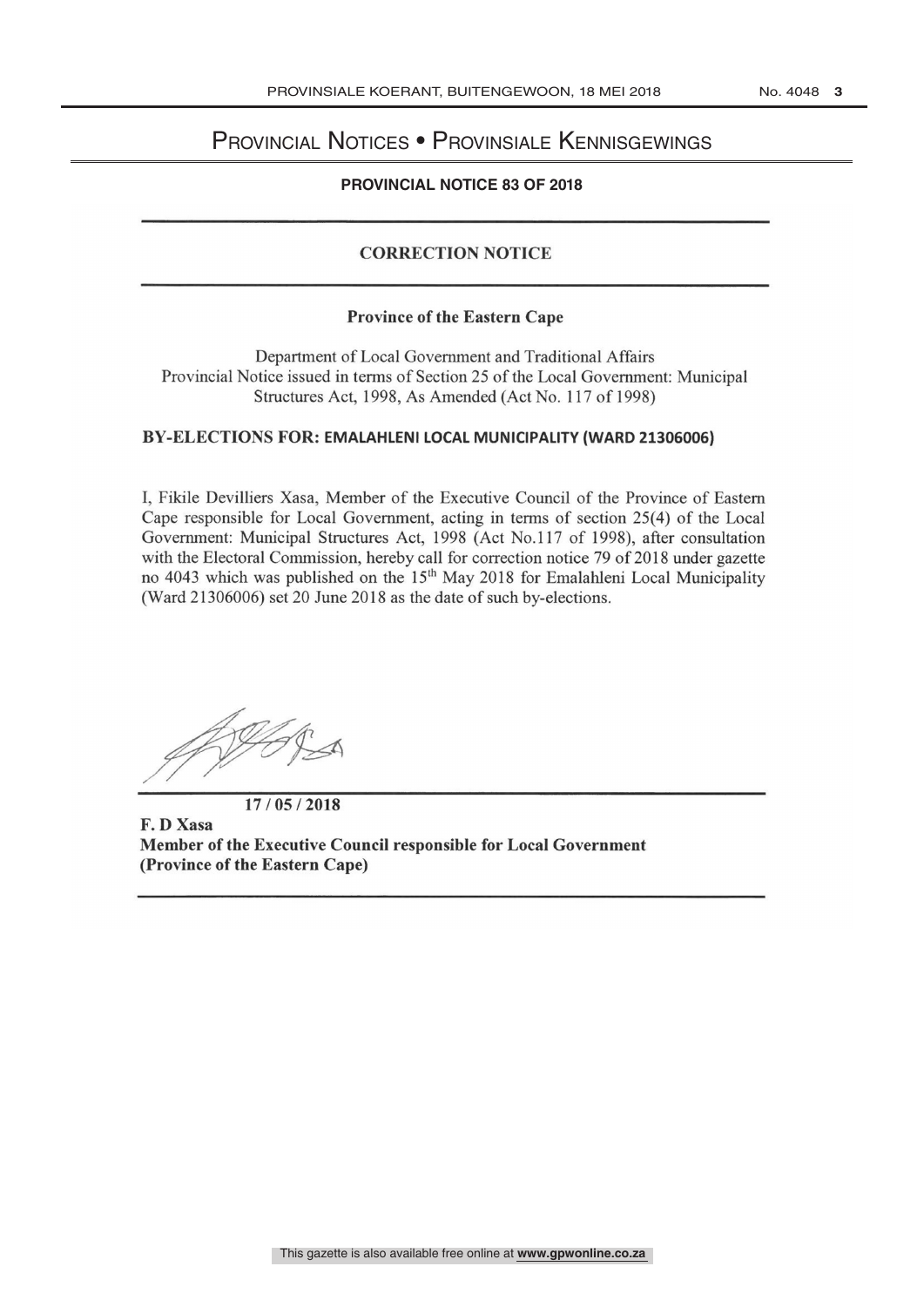# Provincial Notices • Provinsiale Kennisgewings

**PROVINCIAL NOTICE 83 OF 2018**

## CORRECTION NOTICE

### Province of the Eastern Cape

Department of Local Government and Traditional Affairs
Provincial Notice issued in terms of Section 25 of the Local Government: Municipal Structures Act, 1998, As Amended (Act No. 117 of 1998)

**BY-ELECTIONS FOR: EMALAHLENI LOCAL MUNICIPALITY (WARD 21306006)**

I, Fikile Devilliers Xasa, Member of the Executive Council of the Province of Eastern Cape responsible for Local Government, acting in terms of section 25(4) of the Local Government: Municipal Structures Act, 1998 (Act No.117 of 1998), after consultation with the Electoral Commission, hereby call for correction notice 79 of 2018 under gazette no 4043 which was published on the 15th May 2018 for Emalahleni Local Municipality (Ward 21306006) set 20 June 2018 as the date of such by-elections.

**17 / 05 / 2018**

**F. D Xasa**
**Member of the Executive Council responsible for Local Government**
**(Province of the Eastern Cape)**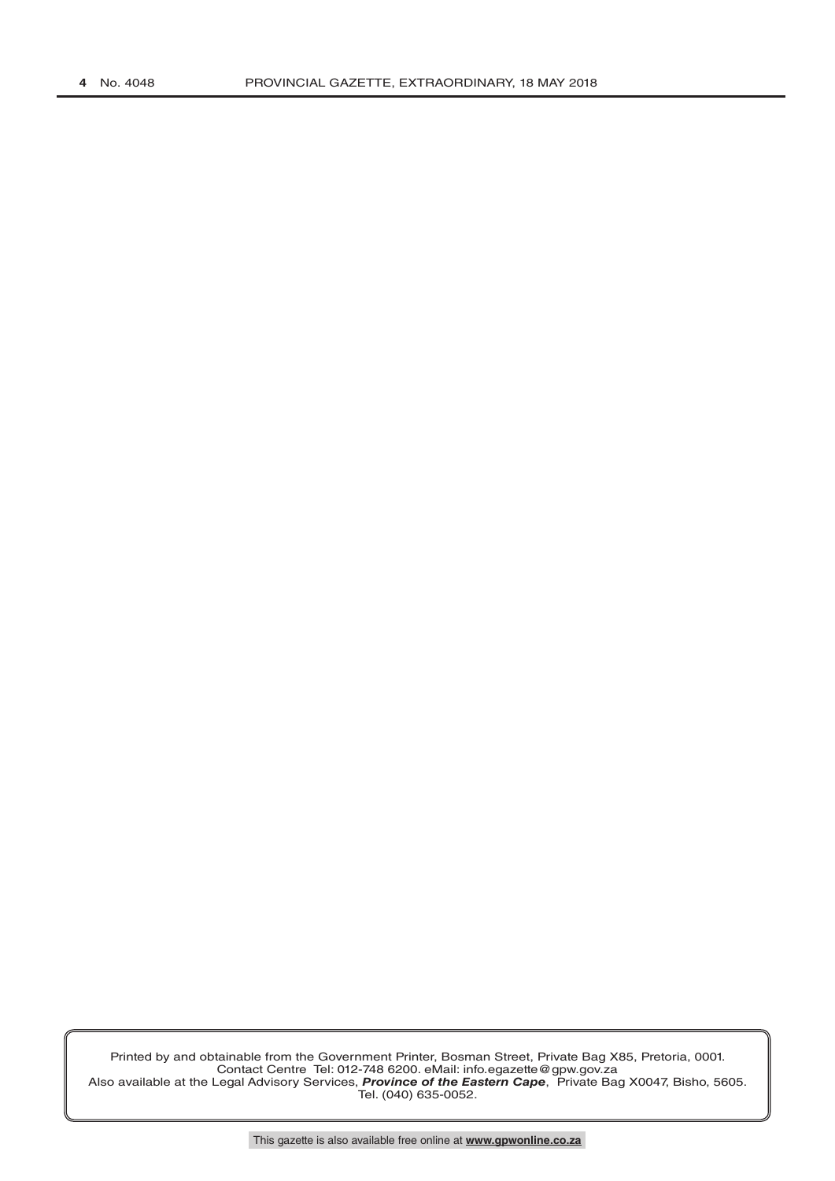Printed by and obtainable from the Government Printer, Bosman Street, Private Bag X85, Pretoria, 0001.
Contact Centre Tel: 012-748 6200. eMail: info.egazette@gpw.gov.za
Also available at the Legal Advisory Services, ***Province of the Eastern Cape***, Private Bag X0047, Bisho, 5605.
Tel. (040) 635-0052.

This gazette is also available free online at **www.gpwonline.co.za**